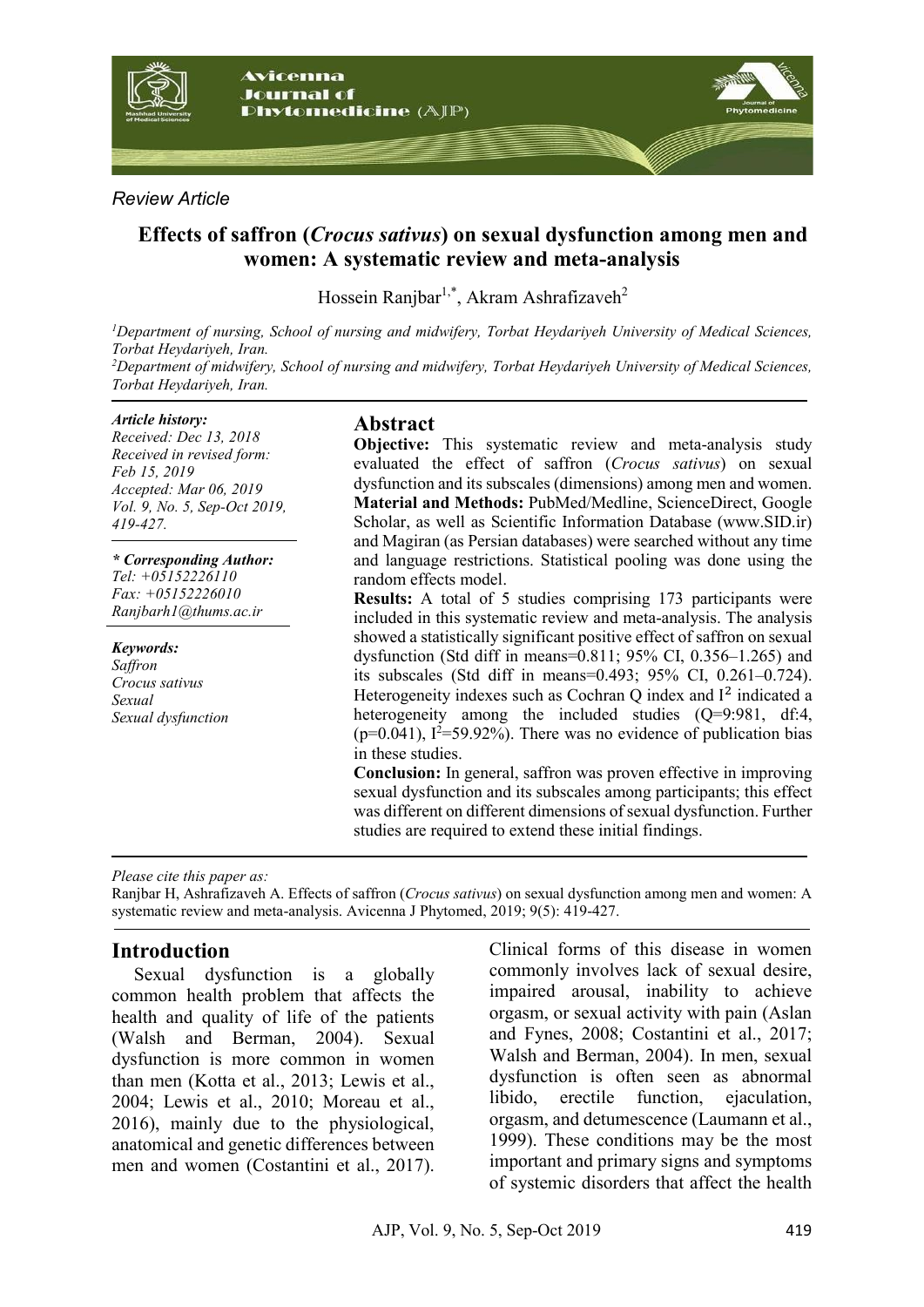*Review Article*

# Effects of saffron (*Crocus sativus*) on sexual dysfunction among men and women: A systematic review and meta-analysis

Hossein Ranjbar[1,*], Akram Ashrafizaveh[2]

[1]*Department of nursing, School of nursing and midwifery, Torbat Heydariyeh University of Medical Sciences, Torbat Heydariyeh, Iran.*
[2]*Department of midwifery, School of nursing and midwifery, Torbat Heydariyeh University of Medical Sciences, Torbat Heydariyeh, Iran.*

***Article history:***
*Received: Dec 13, 2018*
*Received in revised form: Feb 15, 2019*
*Accepted: Mar 06, 2019*
*Vol. 9, No. 5, Sep-Oct 2019, 419-427.*

***\* Corresponding Author:***
*Tel: +05152226110*
*Fax: +05152226010*
*Ranjbarh1@thums.ac.ir*

***Keywords:***
*Saffron*
*Crocus sativus*
*Sexual*
*Sexual dysfunction*

## Abstract

**Objective:** This systematic review and meta-analysis study evaluated the effect of saffron (*Crocus sativus*) on sexual dysfunction and its subscales (dimensions) among men and women.
**Material and Methods:** PubMed/Medline, ScienceDirect, Google Scholar, as well as Scientific Information Database (www.SID.ir) and Magiran (as Persian databases) were searched without any time and language restrictions. Statistical pooling was done using the random effects model.
**Results:** A total of 5 studies comprising 173 participants were included in this systematic review and meta-analysis. The analysis showed a statistically significant positive effect of saffron on sexual dysfunction (Std diff in means=0.811; 95% CI, 0.356–1.265) and its subscales (Std diff in means=0.493; 95% CI, 0.261–0.724). Heterogeneity indexes such as Cochran Q index and $I^2$ indicated a heterogeneity among the included studies (Q=9:981, df:4, (p=0.041), $I^2$=59.92%). There was no evidence of publication bias in these studies.
**Conclusion:** In general, saffron was proven effective in improving sexual dysfunction and its subscales among participants; this effect was different on different dimensions of sexual dysfunction. Further studies are required to extend these initial findings.

*Please cite this paper as:*
Ranjbar H, Ashrafizaveh A. Effects of saffron (*Crocus sativus*) on sexual dysfunction among men and women: A systematic review and meta-analysis. Avicenna J Phytomed, 2019; 9(5): 419-427.

## Introduction

Sexual dysfunction is a globally common health problem that affects the health and quality of life of the patients (Walsh and Berman, 2004). Sexual dysfunction is more common in women than men (Kotta et al., 2013; Lewis et al., 2004; Lewis et al., 2010; Moreau et al., 2016), mainly due to the physiological, anatomical and genetic differences between men and women (Costantini et al., 2017). Clinical forms of this disease in women commonly involves lack of sexual desire, impaired arousal, inability to achieve orgasm, or sexual activity with pain (Aslan and Fynes, 2008; Costantini et al., 2017; Walsh and Berman, 2004). In men, sexual dysfunction is often seen as abnormal libido, erectile function, ejaculation, orgasm, and detumescence (Laumann et al., 1999). These conditions may be the most important and primary signs and symptoms of systemic disorders that affect the health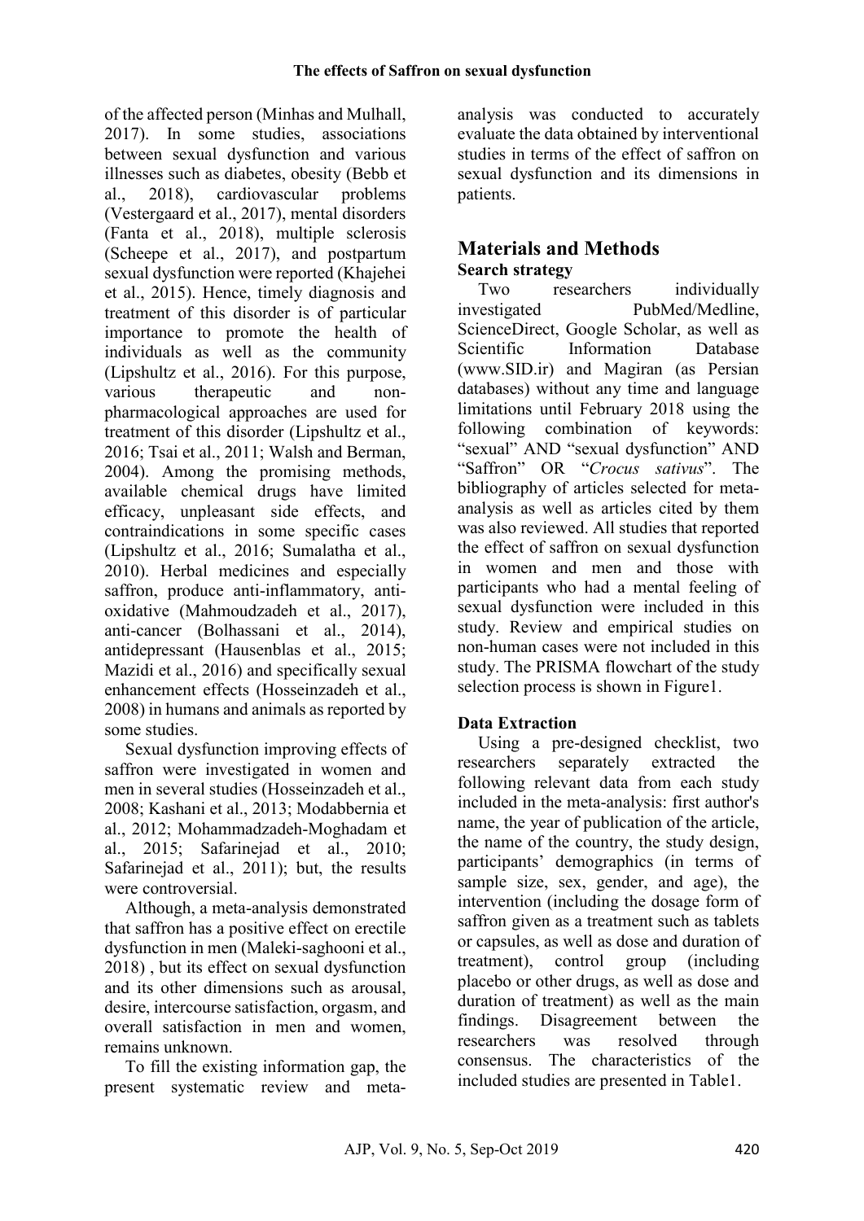of the affected person (Minhas and Mulhall, 2017). In some studies, associations between sexual dysfunction and various illnesses such as diabetes, obesity (Bebb et al., 2018), cardiovascular problems (Vestergaard et al., 2017), mental disorders (Fanta et al., 2018), multiple sclerosis (Scheepe et al., 2017), and postpartum sexual dysfunction were reported (Khajehei et al., 2015). Hence, timely diagnosis and treatment of this disorder is of particular importance to promote the health of individuals as well as the community (Lipshultz et al., 2016). For this purpose, various therapeutic and non-pharmacological approaches are used for treatment of this disorder (Lipshultz et al., 2016; Tsai et al., 2011; Walsh and Berman, 2004). Among the promising methods, available chemical drugs have limited efficacy, unpleasant side effects, and contraindications in some specific cases (Lipshultz et al., 2016; Sumalatha et al., 2010). Herbal medicines and especially saffron, produce anti-inflammatory, anti-oxidative (Mahmoudzadeh et al., 2017), anti-cancer (Bolhassani et al., 2014), antidepressant (Hausenblas et al., 2015; Mazidi et al., 2016) and specifically sexual enhancement effects (Hosseinzadeh et al., 2008) in humans and animals as reported by some studies.

Sexual dysfunction improving effects of saffron were investigated in women and men in several studies (Hosseinzadeh et al., 2008; Kashani et al., 2013; Modabbernia et al., 2012; Mohammadzadeh-Moghadam et al., 2015; Safarinejad et al., 2010; Safarinejad et al., 2011); but, the results were controversial.

Although, a meta-analysis demonstrated that saffron has a positive effect on erectile dysfunction in men (Maleki-saghooni et al., 2018) , but its effect on sexual dysfunction and its other dimensions such as arousal, desire, intercourse satisfaction, orgasm, and overall satisfaction in men and women, remains unknown.

To fill the existing information gap, the present systematic review and meta-analysis was conducted to accurately evaluate the data obtained by interventional studies in terms of the effect of saffron on sexual dysfunction and its dimensions in patients.

# Materials and Methods

### Search strategy

Two researchers individually investigated PubMed/Medline, ScienceDirect, Google Scholar, as well as Scientific Information Database (www.SID.ir) and Magiran (as Persian databases) without any time and language limitations until February 2018 using the following combination of keywords: "sexual" AND "sexual dysfunction" AND "Saffron" OR "*Crocus sativus*". The bibliography of articles selected for meta-analysis as well as articles cited by them was also reviewed. All studies that reported the effect of saffron on sexual dysfunction in women and men and those with participants who had a mental feeling of sexual dysfunction were included in this study. Review and empirical studies on non-human cases were not included in this study. The PRISMA flowchart of the study selection process is shown in Figure1.

### Data Extraction

Using a pre-designed checklist, two researchers separately extracted the following relevant data from each study included in the meta-analysis: first author's name, the year of publication of the article, the name of the country, the study design, participants' demographics (in terms of sample size, sex, gender, and age), the intervention (including the dosage form of saffron given as a treatment such as tablets or capsules, as well as dose and duration of treatment), control group (including placebo or other drugs, as well as dose and duration of treatment) as well as the main findings. Disagreement between the researchers was resolved through consensus. The characteristics of the included studies are presented in Table1.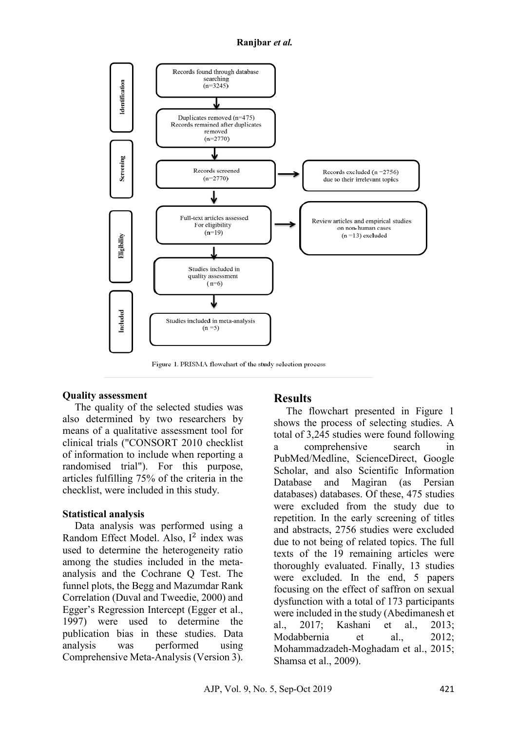Identification

Records found through database searching (n=3245)

Duplicates removed (n=475)
Records remained after duplicates removed
(n=2770)

Screening

Records screened (n=2770)

Records excluded (n =2756) due to their irrelevant topics

Eligibility

Full-text articles assessed For eligibility (n=19)

Review articles and empirical studies on non-human cases (n =13) excluded

Studies included in quality assessment (n=6)

Included

Studies included in meta-analysis (n =5)

Figure 1. PRISMA flowchart of the study selection process

### Quality assessment

The quality of the selected studies was also determined by two researchers by means of a qualitative assessment tool for clinical trials ("CONSORT 2010 checklist of information to include when reporting a randomised trial"). For this purpose, articles fulfilling 75% of the criteria in the checklist, were included in this study.

### Statistical analysis

Data analysis was performed using a Random Effect Model. Also, $I^2$ index was used to determine the heterogeneity ratio among the studies included in the meta-analysis and the Cochrane Q Test. The funnel plots, the Begg and Mazumdar Rank Correlation (Duval and Tweedie, 2000) and Egger's Regression Intercept (Egger et al., 1997) were used to determine the publication bias in these studies. Data analysis was performed using Comprehensive Meta-Analysis (Version 3).

## Results

The flowchart presented in Figure 1 shows the process of selecting studies. A total of 3,245 studies were found following a comprehensive search in PubMed/Medline, ScienceDirect, Google Scholar, and also Scientific Information Database and Magiran (as Persian databases) databases. Of these, 475 studies were excluded from the study due to repetition. In the early screening of titles and abstracts, 2756 studies were excluded due to not being of related topics. The full texts of the 19 remaining articles were thoroughly evaluated. Finally, 13 studies were excluded. In the end, 5 papers focusing on the effect of saffron on sexual dysfunction with a total of 173 participants were included in the study (Abedimanesh et al., 2017; Kashani et al., 2013; Modabbernia et al., 2012; Mohammadzadeh-Moghadam et al., 2015; Shamsa et al., 2009).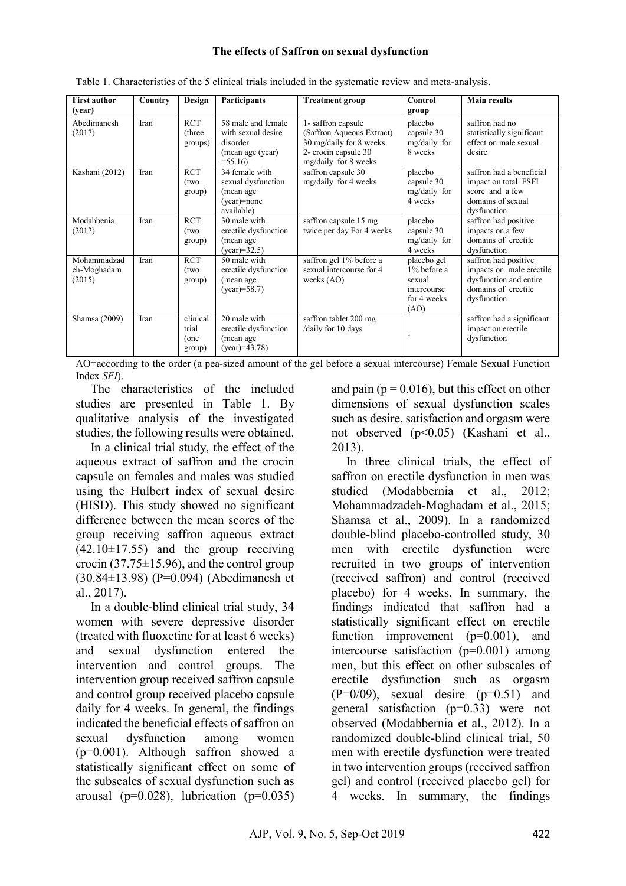### The effects of Saffron on sexual dysfunction

Table 1. Characteristics of the 5 clinical trials included in the systematic review and meta-analysis.

| First author (year) | Country | Design | Participants | Treatment group | Control group | Main results |
|---|---|---|---|---|---|---|
| Abedimanesh (2017) | Iran | RCT (three groups) | 58 male and female with sexual desire disorder (mean age (year) =55.16) | 1- saffron capsule (Saffron Aqueous Extract) 30 mg/daily for 8 weeks 2- crocin capsule 30 mg/daily for 8 weeks | placebo capsule 30 mg/daily for 8 weeks | saffron had no statistically significant effect on male sexual desire |
| Kashani (2012) | Iran | RCT (two group) | 34 female with sexual dysfunction (mean age (year)=none available) | saffron capsule 30 mg/daily for 4 weeks | placebo capsule 30 mg/daily for 4 weeks | saffron had a beneficial impact on total FSFI score and a few domains of sexual dysfunction |
| Modabbenia (2012) | Iran | RCT (two group) | 30 male with erectile dysfunction (mean age (year)=32.5) | saffron capsule 15 mg twice per day For 4 weeks | placebo capsule 30 mg/daily for 4 weeks | saffron had positive impacts on a few domains of erectile dysfunction |
| Mohammadzadeh-Moghadam (2015) | Iran | RCT (two group) | 50 male with erectile dysfunction (mean age (year)=58.7) | saffron gel 1% before a sexual intercourse for 4 weeks (AO) | placebo gel 1% before a sexual intercourse for 4 weeks (AO) | saffron had positive impacts on male erectile dysfunction and entire domains of erectile dysfunction |
| Shamsa (2009) | Iran | clinical trial (one group) | 20 male with erectile dysfunction (mean age (year)=43.78) | saffron tablet 200 mg /daily for 10 days | - | saffron had a significant impact on erectile dysfunction |

AO=according to the order (a pea-sized amount of the gel before a sexual intercourse) Female Sexual Function Index *SFI*).

The characteristics of the included studies are presented in Table 1. By qualitative analysis of the investigated studies, the following results were obtained.

In a clinical trial study, the effect of the aqueous extract of saffron and the crocin capsule on females and males was studied using the Hulbert index of sexual desire (HISD). This study showed no significant difference between the mean scores of the group receiving saffron aqueous extract (42.10±17.55) and the group receiving crocin (37.75±15.96), and the control group (30.84±13.98) (P=0.094) (Abedimanesh et al., 2017).

In a double-blind clinical trial study, 34 women with severe depressive disorder (treated with fluoxetine for at least 6 weeks) and sexual dysfunction entered the intervention and control groups. The intervention group received saffron capsule and control group received placebo capsule daily for 4 weeks. In general, the findings indicated the beneficial effects of saffron on sexual dysfunction among women (p=0.001). Although saffron showed a statistically significant effect on some of the subscales of sexual dysfunction such as arousal (p=0.028), lubrication (p=0.035) and pain (p = 0.016), but this effect on other dimensions of sexual dysfunction scales such as desire, satisfaction and orgasm were not observed (p<0.05) (Kashani et al., 2013).

In three clinical trials, the effect of saffron on erectile dysfunction in men was studied (Modabbernia et al., 2012; Mohammadzadeh-Moghadam et al., 2015; Shamsa et al., 2009). In a randomized double-blind placebo-controlled study, 30 men with erectile dysfunction were recruited in two groups of intervention (received saffron) and control (received placebo) for 4 weeks. In summary, the findings indicated that saffron had a statistically significant effect on erectile function improvement (p=0.001), and intercourse satisfaction (p=0.001) among men, but this effect on other subscales of erectile dysfunction such as orgasm (P=0/09), sexual desire (p=0.51) and general satisfaction (p=0.33) were not observed (Modabbernia et al., 2012). In a randomized double-blind clinical trial, 50 men with erectile dysfunction were treated in two intervention groups (received saffron gel) and control (received placebo gel) for 4 weeks. In summary, the findings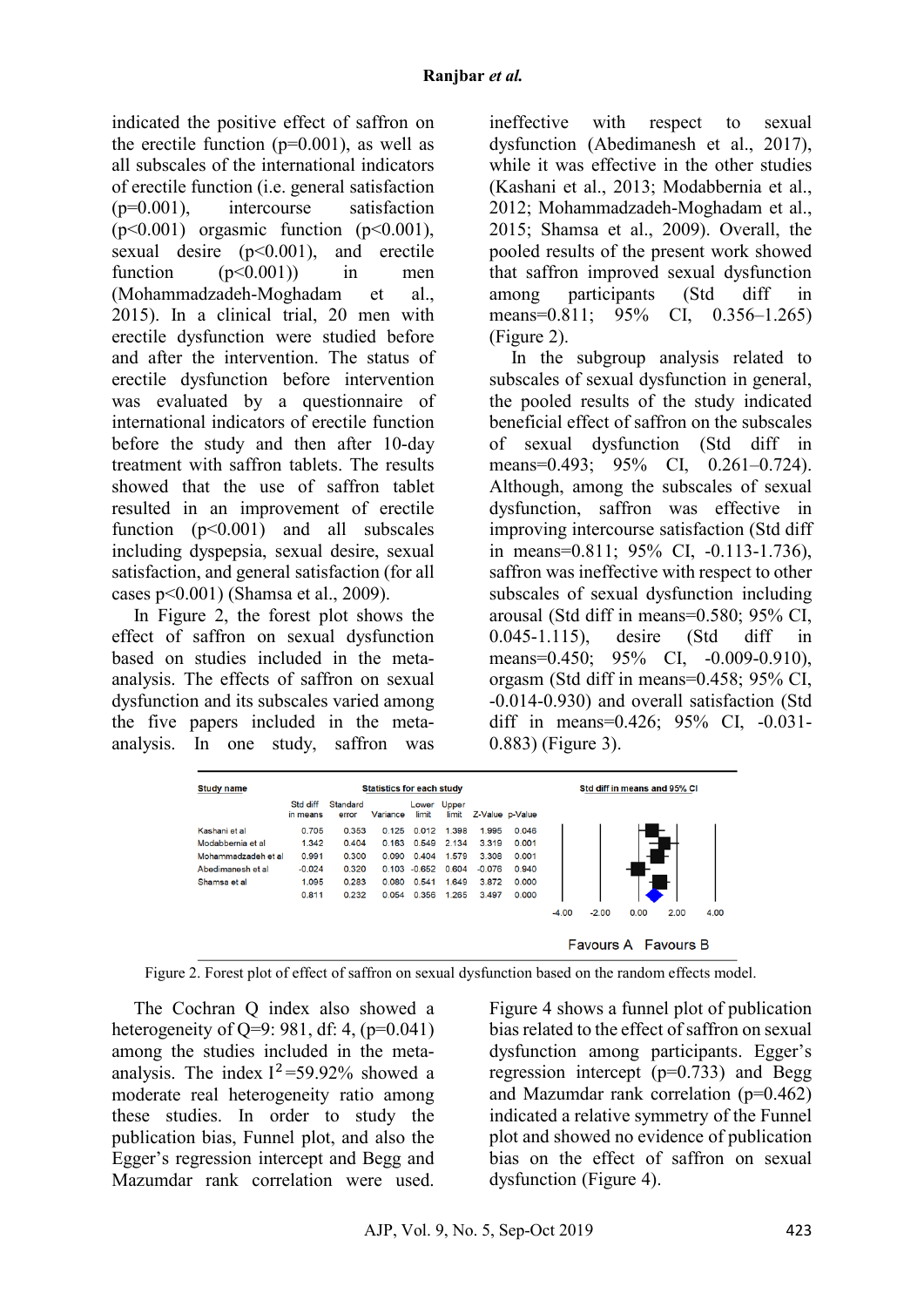indicated the positive effect of saffron on the erectile function (p=0.001), as well as all subscales of the international indicators of erectile function (i.e. general satisfaction (p=0.001), intercourse satisfaction (p<0.001) orgasmic function (p<0.001), sexual desire (p<0.001), and erectile function (p<0.001)) in men (Mohammadzadeh-Moghadam et al., 2015). In a clinical trial, 20 men with erectile dysfunction were studied before and after the intervention. The status of erectile dysfunction before intervention was evaluated by a questionnaire of international indicators of erectile function before the study and then after 10-day treatment with saffron tablets. The results showed that the use of saffron tablet resulted in an improvement of erectile function (p<0.001) and all subscales including dyspepsia, sexual desire, sexual satisfaction, and general satisfaction (for all cases p<0.001) (Shamsa et al., 2009).

In Figure 2, the forest plot shows the effect of saffron on sexual dysfunction based on studies included in the meta-analysis. The effects of saffron on sexual dysfunction and its subscales varied among the five papers included in the meta-analysis. In one study, saffron was ineffective with respect to sexual dysfunction (Abedimanesh et al., 2017), while it was effective in the other studies (Kashani et al., 2013; Modabbernia et al., 2012; Mohammadzadeh-Moghadam et al., 2015; Shamsa et al., 2009). Overall, the pooled results of the present work showed that saffron improved sexual dysfunction among participants (Std diff in means=0.811; 95% CI, 0.356–1.265) (Figure 2).

In the subgroup analysis related to subscales of sexual dysfunction in general, the pooled results of the study indicated beneficial effect of saffron on the subscales of sexual dysfunction (Std diff in means=0.493; 95% CI, 0.261–0.724). Although, among the subscales of sexual dysfunction, saffron was effective in improving intercourse satisfaction (Std diff in means=0.811; 95% CI, -0.113-1.736), saffron was ineffective with respect to other subscales of sexual dysfunction including arousal (Std diff in means=0.580; 95% CI, 0.045-1.115), desire (Std diff in means=0.450; 95% CI, -0.009-0.910), orgasm (Std diff in means=0.458; 95% CI, -0.014-0.930) and overall satisfaction (Std diff in means=0.426; 95% CI, -0.031-0.883) (Figure 3).

| Study name | Std diff in means | Standard error | Variance | Lower limit | Upper limit | Z-Value | p-Value |
|---|---|---|---|---|---|---|---|
| Kashani et al | 0.705 | 0.353 | 0.125 | 0.012 | 1.398 | 1.995 | 0.046 |
| Modabbernia et al | 1.342 | 0.404 | 0.163 | 0.549 | 2.134 | 3.319 | 0.001 |
| Mohammadzadeh et al | 0.991 | 0.300 | 0.090 | 0.404 | 1.579 | 3.308 | 0.001 |
| Abedimanesh et al | -0.024 | 0.320 | 0.103 | -0.652 | 0.604 | -0.076 | 0.940 |
| Shamsa et al | 1.095 | 0.283 | 0.080 | 0.541 | 1.649 | 3.872 | 0.000 |
| | 0.811 | 0.232 | 0.054 | 0.356 | 1.265 | 3.497 | 0.000 |

Std diff in means and 95% CI: -4.00, -2.00, 0.00, 2.00, 4.00; Favours A Favours B

Figure 2. Forest plot of effect of saffron on sexual dysfunction based on the random effects model.

The Cochran Q index also showed a heterogeneity of Q=9: 981, df: 4, (p=0.041) among the studies included in the meta-analysis. The index $I^2$=59.92% showed a moderate real heterogeneity ratio among these studies. In order to study the publication bias, Funnel plot, and also the Egger's regression intercept and Begg and Mazumdar rank correlation were used. Figure 4 shows a funnel plot of publication bias related to the effect of saffron on sexual dysfunction among participants. Egger's regression intercept (p=0.733) and Begg and Mazumdar rank correlation (p=0.462) indicated a relative symmetry of the Funnel plot and showed no evidence of publication bias on the effect of saffron on sexual dysfunction (Figure 4).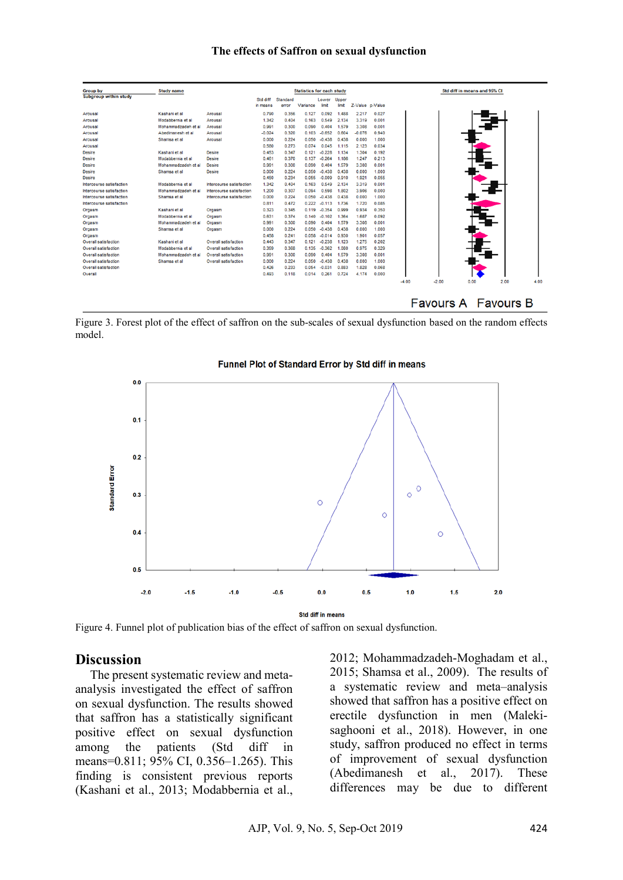Figure 3. Forest plot of the effect of saffron on the sub-scales of sexual dysfunction based on the random effects model.

Figure 4. Funnel plot of publication bias of the effect of saffron on sexual dysfunction.

## Discussion

The present systematic review and meta-analysis investigated the effect of saffron on sexual dysfunction. The results showed that saffron has a statistically significant positive effect on sexual dysfunction among the patients (Std diff in means=0.811; 95% CI, 0.356–1.265). This finding is consistent previous reports (Kashani et al., 2013; Modabbernia et al., 2012; Mohammadzadeh-Moghadam et al., 2015; Shamsa et al., 2009). The results of a systematic review and meta–analysis showed that saffron has a positive effect on erectile dysfunction in men (Maleki-saghooni et al., 2018). However, in one study, saffron produced no effect in terms of improvement of sexual dysfunction (Abedimanesh et al., 2017). These differences may be due to different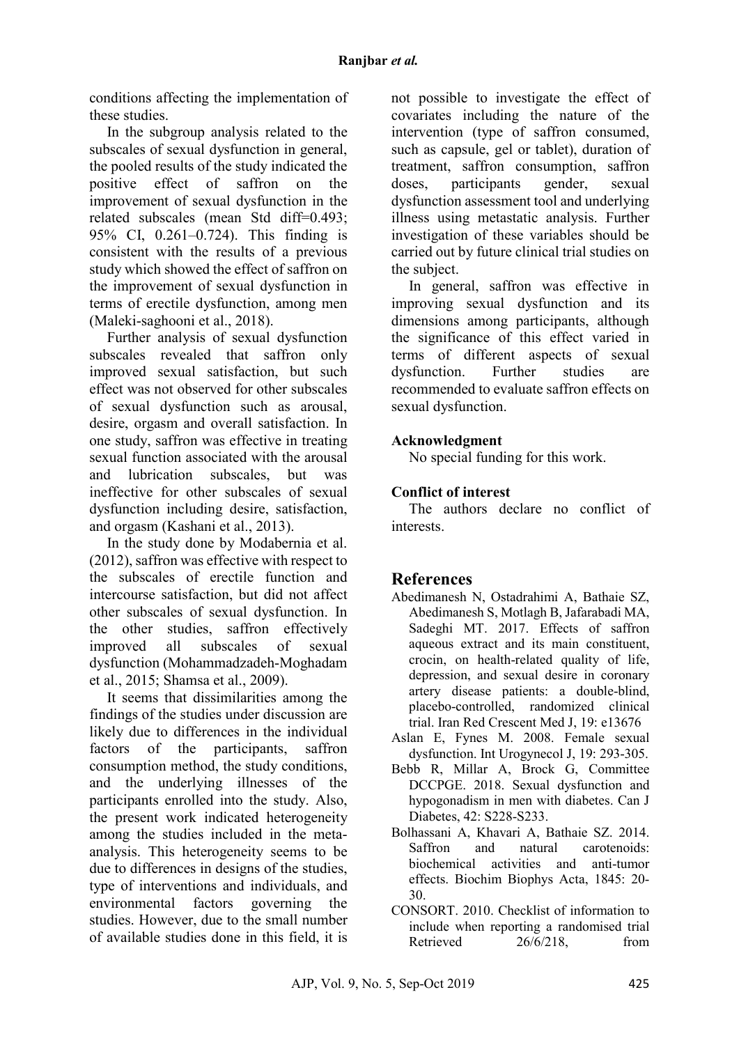conditions affecting the implementation of these studies.

In the subgroup analysis related to the subscales of sexual dysfunction in general, the pooled results of the study indicated the positive effect of saffron on the improvement of sexual dysfunction in the related subscales (mean Std diff=0.493; 95% CI, 0.261–0.724). This finding is consistent with the results of a previous study which showed the effect of saffron on the improvement of sexual dysfunction in terms of erectile dysfunction, among men (Maleki-saghooni et al., 2018).

Further analysis of sexual dysfunction subscales revealed that saffron only improved sexual satisfaction, but such effect was not observed for other subscales of sexual dysfunction such as arousal, desire, orgasm and overall satisfaction. In one study, saffron was effective in treating sexual function associated with the arousal and lubrication subscales, but was ineffective for other subscales of sexual dysfunction including desire, satisfaction, and orgasm (Kashani et al., 2013).

In the study done by Modabernia et al. (2012), saffron was effective with respect to the subscales of erectile function and intercourse satisfaction, but did not affect other subscales of sexual dysfunction. In the other studies, saffron effectively improved all subscales of sexual dysfunction (Mohammadzadeh-Moghadam et al., 2015; Shamsa et al., 2009).

It seems that dissimilarities among the findings of the studies under discussion are likely due to differences in the individual factors of the participants, saffron consumption method, the study conditions, and the underlying illnesses of the participants enrolled into the study. Also, the present work indicated heterogeneity among the studies included in the meta-analysis. This heterogeneity seems to be due to differences in designs of the studies, type of interventions and individuals, and environmental factors governing the studies. However, due to the small number of available studies done in this field, it is not possible to investigate the effect of covariates including the nature of the intervention (type of saffron consumed, such as capsule, gel or tablet), duration of treatment, saffron consumption, saffron doses, participants gender, sexual dysfunction assessment tool and underlying illness using metastatic analysis. Further investigation of these variables should be carried out by future clinical trial studies on the subject.

In general, saffron was effective in improving sexual dysfunction and its dimensions among participants, although the significance of this effect varied in terms of different aspects of sexual dysfunction. Further studies are recommended to evaluate saffron effects on sexual dysfunction.

### Acknowledgment

No special funding for this work.

### Conflict of interest

The authors declare no conflict of interests.

## References

Abedimanesh N, Ostadrahimi A, Bathaie SZ, Abedimanesh S, Motlagh B, Jafarabadi MA, Sadeghi MT. 2017. Effects of saffron aqueous extract and its main constituent, crocin, on health-related quality of life, depression, and sexual desire in coronary artery disease patients: a double-blind, placebo-controlled, randomized clinical trial. Iran Red Crescent Med J, 19: e13676

Aslan E, Fynes M. 2008. Female sexual dysfunction. Int Urogynecol J, 19: 293-305.

Bebb R, Millar A, Brock G, Committee DCCPGE. 2018. Sexual dysfunction and hypogonadism in men with diabetes. Can J Diabetes, 42: S228-S233.

Bolhassani A, Khavari A, Bathaie SZ. 2014. Saffron and natural carotenoids: biochemical activities and anti-tumor effects. Biochim Biophys Acta, 1845: 20-30.

CONSORT. 2010. Checklist of information to include when reporting a randomised trial Retrieved 26/6/218, from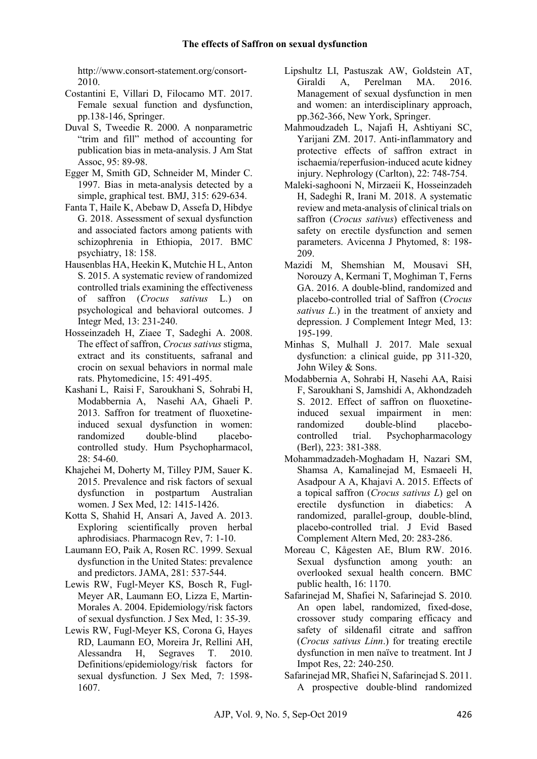http://www.consort-statement.org/consort-2010.

Costantini E, Villari D, Filocamo MT. 2017. Female sexual function and dysfunction, pp.138-146, Springer.

Duval S, Tweedie R. 2000. A nonparametric "trim and fill" method of accounting for publication bias in meta-analysis. J Am Stat Assoc, 95: 89-98.

Egger M, Smith GD, Schneider M, Minder C. 1997. Bias in meta-analysis detected by a simple, graphical test. BMJ, 315: 629-634.

Fanta T, Haile K, Abebaw D, Assefa D, Hibdye G. 2018. Assessment of sexual dysfunction and associated factors among patients with schizophrenia in Ethiopia, 2017. BMC psychiatry, 18: 158.

Hausenblas HA, Heekin K, Mutchie H L, Anton S. 2015. A systematic review of randomized controlled trials examining the effectiveness of saffron (*Crocus sativus* L.) on psychological and behavioral outcomes. J Integr Med, 13: 231-240.

Hosseinzadeh H, Ziaee T, Sadeghi A. 2008. The effect of saffron, *Crocus sativus* stigma, extract and its constituents, safranal and crocin on sexual behaviors in normal male rats. Phytomedicine, 15: 491-495.

Kashani L, Raisi F, Saroukhani S, Sohrabi H, Modabbernia A, Nasehi AA, Ghaeli P. 2013. Saffron for treatment of fluoxetine-induced sexual dysfunction in women: randomized double-blind placebo-controlled study. Hum Psychopharmacol, 28: 54-60.

Khajehei M, Doherty M, Tilley PJM, Sauer K. 2015. Prevalence and risk factors of sexual dysfunction in postpartum Australian women. J Sex Med, 12: 1415-1426.

Kotta S, Shahid H, Ansari A, Javed A. 2013. Exploring scientifically proven herbal aphrodisiacs. Pharmacogn Rev, 7: 1-10.

Laumann EO, Paik A, Rosen RC. 1999. Sexual dysfunction in the United States: prevalence and predictors. JAMA, 281: 537-544.

Lewis RW, Fugl-Meyer KS, Bosch R, Fugl-Meyer AR, Laumann EO, Lizza E, Martin-Morales A. 2004. Epidemiology/risk factors of sexual dysfunction. J Sex Med, 1: 35-39.

Lewis RW, Fugl-Meyer KS, Corona G, Hayes RD, Laumann EO, Moreira Jr, Rellini AH, Alessandra H, Segraves T. 2010. Definitions/epidemiology/risk factors for sexual dysfunction. J Sex Med, 7: 1598-1607.

Lipshultz LI, Pastuszak AW, Goldstein AT, Giraldi A, Perelman MA. 2016. Management of sexual dysfunction in men and women: an interdisciplinary approach, pp.362-366, New York, Springer.

Mahmoudzadeh L, Najafi H, Ashtiyani SC, Yarijani ZM. 2017. Anti-inflammatory and protective effects of saffron extract in ischaemia/reperfusion-induced acute kidney injury. Nephrology (Carlton), 22: 748-754.

Maleki-saghooni N, Mirzaeii K, Hosseinzadeh H, Sadeghi R, Irani M. 2018. A systematic review and meta-analysis of clinical trials on saffron (*Crocus sativus*) effectiveness and safety on erectile dysfunction and semen parameters. Avicenna J Phytomed, 8: 198-209.

Mazidi M, Shemshian M, Mousavi SH, Norouzy A, Kermani T, Moghiman T, Ferns GA. 2016. A double-blind, randomized and placebo-controlled trial of Saffron (*Crocus sativus L*.) in the treatment of anxiety and depression. J Complement Integr Med, 13: 195-199.

Minhas S, Mulhall J. 2017. Male sexual dysfunction: a clinical guide, pp 311-320, John Wiley & Sons.

Modabbernia A, Sohrabi H, Nasehi AA, Raisi F, Saroukhani S, Jamshidi A, Akhondzadeh S. 2012. Effect of saffron on fluoxetine-induced sexual impairment in men: randomized double-blind placebo-controlled trial. Psychopharmacology (Berl), 223: 381-388.

Mohammadzadeh-Moghadam H, Nazari SM, Shamsa A, Kamalinejad M, Esmaeeli H, Asadpour A A, Khajavi A. 2015. Effects of a topical saffron (*Crocus sativus L*) gel on erectile dysfunction in diabetics: A randomized, parallel-group, double-blind, placebo-controlled trial. J Evid Based Complement Altern Med, 20: 283-286.

Moreau C, Kågesten AE, Blum RW. 2016. Sexual dysfunction among youth: an overlooked sexual health concern. BMC public health, 16: 1170.

Safarinejad M, Shafiei N, Safarinejad S. 2010. An open label, randomized, fixed-dose, crossover study comparing efficacy and safety of sildenafil citrate and saffron (*Crocus sativus Linn*.) for treating erectile dysfunction in men naïve to treatment. Int J Impot Res, 22: 240-250.

Safarinejad MR, Shafiei N, Safarinejad S. 2011. A prospective double-blind randomized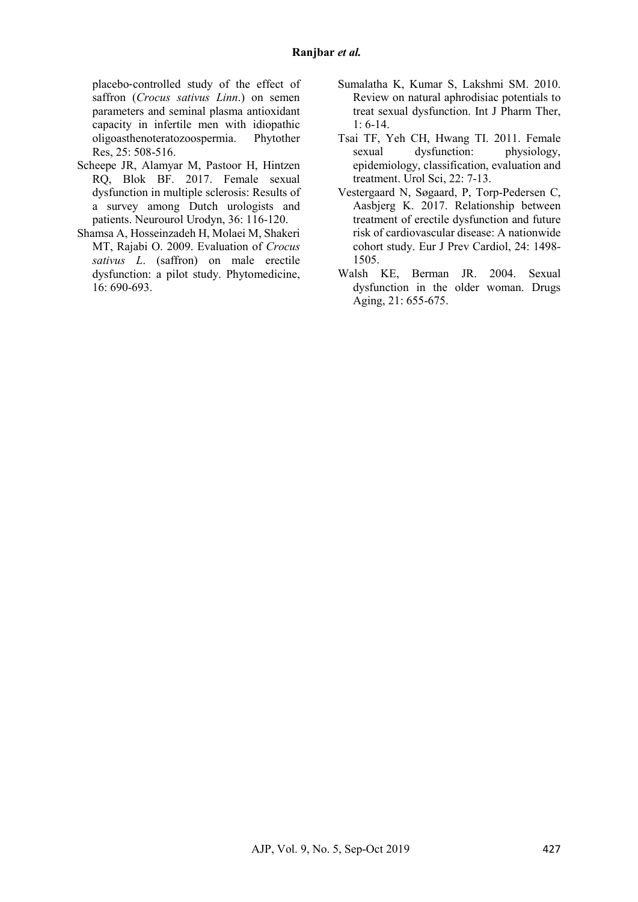placebo-controlled study of the effect of saffron (*Crocus sativus Linn*.) on semen parameters and seminal plasma antioxidant capacity in infertile men with idiopathic oligoasthenoteratozoospermia. Phytother Res, 25: 508-516.

Scheepe JR, Alamyar M, Pastoor H, Hintzen RQ, Blok BF. 2017. Female sexual dysfunction in multiple sclerosis: Results of a survey among Dutch urologists and patients. Neurourol Urodyn, 36: 116-120.

Shamsa A, Hosseinzadeh H, Molaei M, Shakeri MT, Rajabi O. 2009. Evaluation of *Crocus sativus L*. (saffron) on male erectile dysfunction: a pilot study. Phytomedicine, 16: 690-693.

Sumalatha K, Kumar S, Lakshmi SM. 2010. Review on natural aphrodisiac potentials to treat sexual dysfunction. Int J Pharm Ther, 1: 6-14.

Tsai TF, Yeh CH, Hwang TI. 2011. Female sexual dysfunction: physiology, epidemiology, classification, evaluation and treatment. Urol Sci, 22: 7-13.

Vestergaard N, Søgaard, P, Torp-Pedersen C, Aasbjerg K. 2017. Relationship between treatment of erectile dysfunction and future risk of cardiovascular disease: A nationwide cohort study. Eur J Prev Cardiol, 24: 1498-1505.

Walsh KE, Berman JR. 2004. Sexual dysfunction in the older woman. Drugs Aging, 21: 655-675.